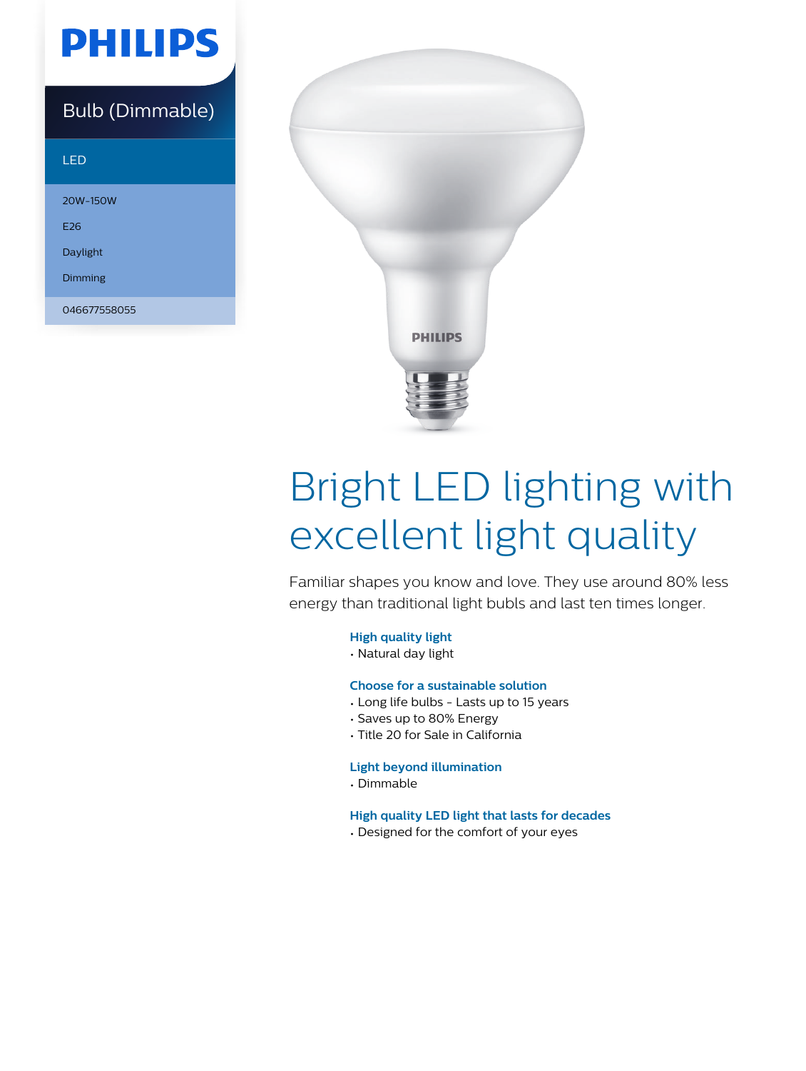# PHILIPS

## Bulb (Dimmable)

LED

20W-150W

E26

Daylight

Dimming

046677558055

# Bright LED lighting with excellent light quality

Familiar shapes you know and love. They use around 80% less energy than traditional light bulbs and last ten times longer.

### High quality light

- Natural day light

### Choose for a sustainable solution

- Long life bulbs - Lasts up to 15 years
- Saves up to 80% Energy
- Title 20 for Sale in California

### Light beyond illumination

- Dimmable

### High quality LED light that lasts for decades

- Designed for the comfort of your eyes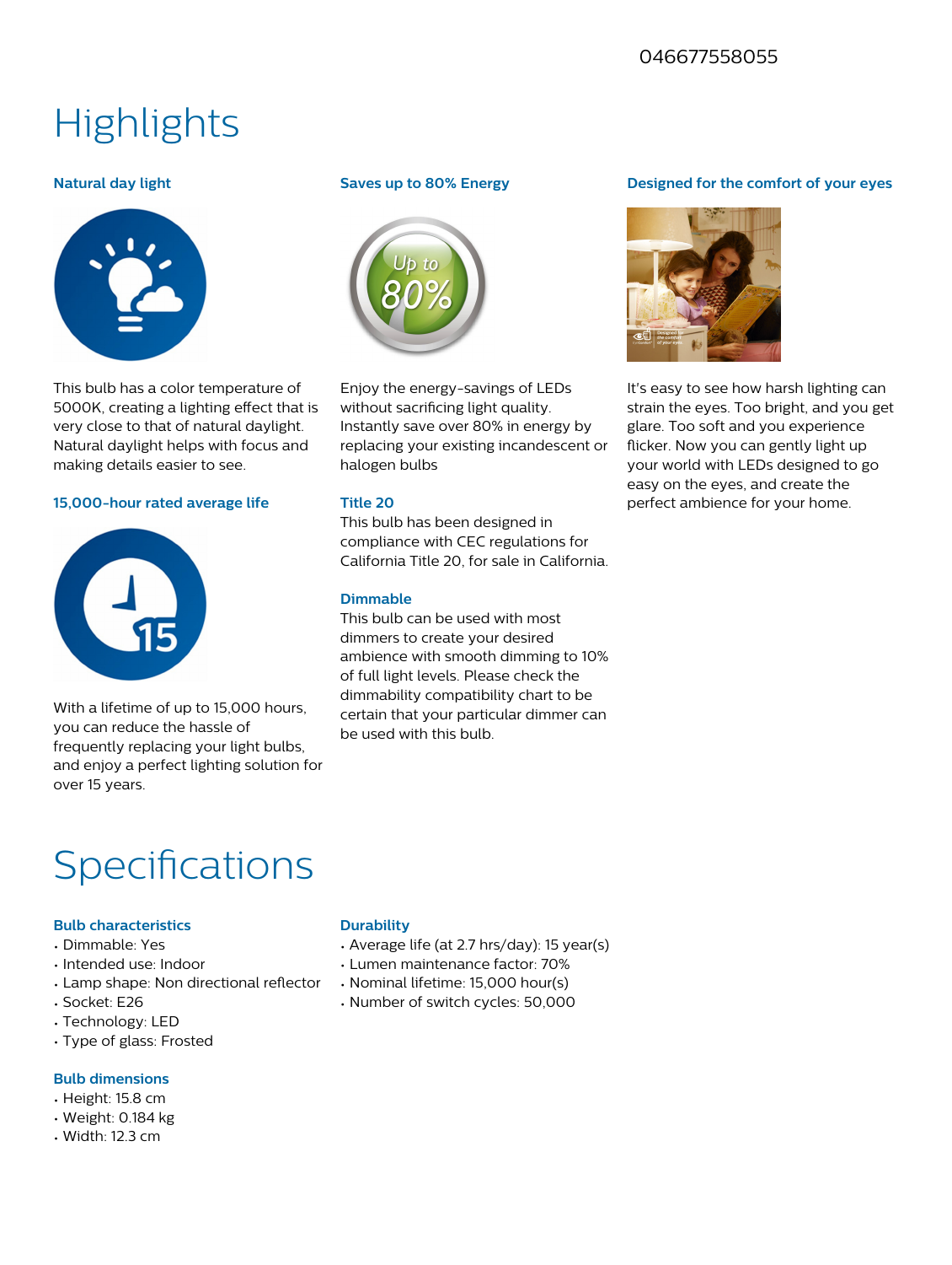046677558055

# Highlights

### Natural day light

This bulb has a color temperature of 5000K, creating a lighting effect that is very close to that of natural daylight. Natural daylight helps with focus and making details easier to see.

### 15,000-hour rated average life

With a lifetime of up to 15,000 hours, you can reduce the hassle of frequently replacing your light bulbs, and enjoy a perfect lighting solution for over 15 years.

### Saves up to 80% Energy

Enjoy the energy-savings of LEDs without sacrificing light quality. Instantly save over 80% in energy by replacing your existing incandescent or halogen bulbs

### Title 20

This bulb has been designed in compliance with CEC regulations for California Title 20, for sale in California.

### Dimmable

This bulb can be used with most dimmers to create your desired ambience with smooth dimming to 10% of full light levels. Please check the dimmability compatibility chart to be certain that your particular dimmer can be used with this bulb.

### Designed for the comfort of your eyes

It's easy to see how harsh lighting can strain the eyes. Too bright, and you get glare. Too soft and you experience flicker. Now you can gently light up your world with LEDs designed to go easy on the eyes, and create the perfect ambience for your home.

# Specifications

### Bulb characteristics

- Dimmable: Yes
- Intended use: Indoor
- Lamp shape: Non directional reflector
- Socket: E26
- Technology: LED
- Type of glass: Frosted

### Bulb dimensions

- Height: 15.8 cm
- Weight: 0.184 kg
- Width: 12.3 cm

### Durability

- Average life (at 2.7 hrs/day): 15 year(s)
- Lumen maintenance factor: 70%
- Nominal lifetime: 15,000 hour(s)
- Number of switch cycles: 50,000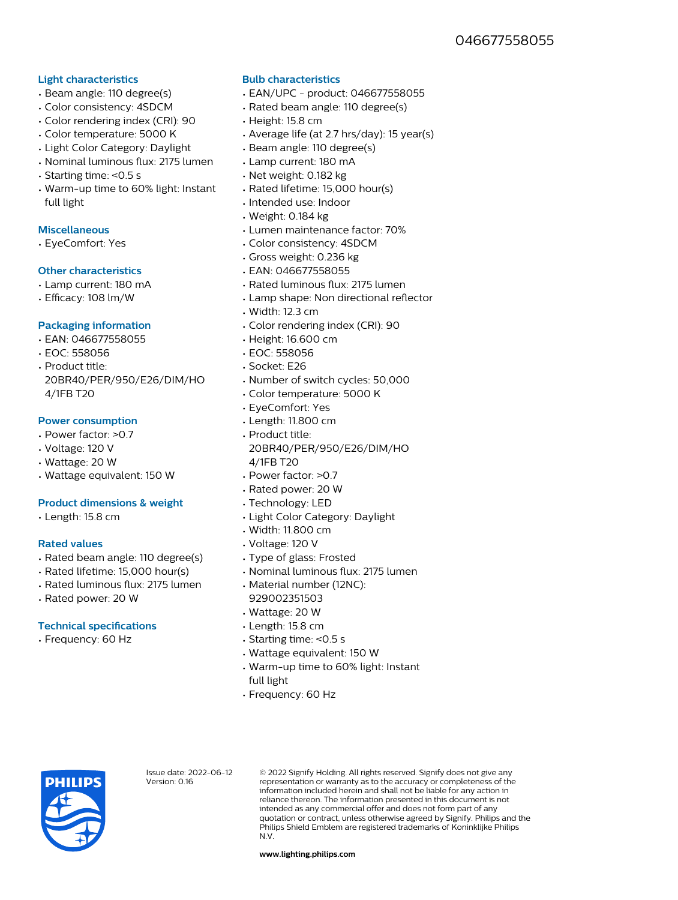046677558055

### Light characteristics

- Beam angle: 110 degree(s)
- Color consistency: 4SDCM
- Color rendering index (CRI): 90
- Color temperature: 5000 K
- Light Color Category: Daylight
- Nominal luminous flux: 2175 lumen
- Starting time: <0.5 s
- Warm-up time to 60% light: Instant full light

### Miscellaneous

- EyeComfort: Yes

### Other characteristics

- Lamp current: 180 mA
- Efficacy: 108 lm/W

### Packaging information

- EAN: 046677558055
- EOC: 558056
- Product title: 20BR40/PER/950/E26/DIM/HO 4/1FB T20

### Power consumption

- Power factor: >0.7
- Voltage: 120 V
- Wattage: 20 W
- Wattage equivalent: 150 W

### Product dimensions & weight

- Length: 15.8 cm

### Rated values

- Rated beam angle: 110 degree(s)
- Rated lifetime: 15,000 hour(s)
- Rated luminous flux: 2175 lumen
- Rated power: 20 W

### Technical specifications

- Frequency: 60 Hz

### Bulb characteristics

- EAN/UPC - product: 046677558055
- Rated beam angle: 110 degree(s)
- Height: 15.8 cm
- Average life (at 2.7 hrs/day): 15 year(s)
- Beam angle: 110 degree(s)
- Lamp current: 180 mA
- Net weight: 0.182 kg
- Rated lifetime: 15,000 hour(s)
- Intended use: Indoor
- Weight: 0.184 kg
- Lumen maintenance factor: 70%
- Color consistency: 4SDCM
- Gross weight: 0.236 kg
- EAN: 046677558055
- Rated luminous flux: 2175 lumen
- Lamp shape: Non directional reflector
- Width: 12.3 cm
- Color rendering index (CRI): 90
- Height: 16.600 cm
- EOC: 558056
- Socket: E26
- Number of switch cycles: 50,000
- Color temperature: 5000 K
- EyeComfort: Yes
- Length: 11.800 cm
- Product title: 20BR40/PER/950/E26/DIM/HO 4/1FB T20
- Power factor: >0.7
- Rated power: 20 W
- Technology: LED
- Light Color Category: Daylight
- Width: 11.800 cm
- Voltage: 120 V
- Type of glass: Frosted
- Nominal luminous flux: 2175 lumen
- Material number (12NC): 929002351503
- Wattage: 20 W
- Length: 15.8 cm
- Starting time: <0.5 s
- Wattage equivalent: 150 W
- Warm-up time to 60% light: Instant full light
- Frequency: 60 Hz

Issue date: 2022-06-12
Version: 0.16

© 2022 Signify Holding. All rights reserved. Signify does not give any representation or warranty as to the accuracy or completeness of the information included herein and shall not be liable for any action in reliance thereon. The information presented in this document is not intended as any commercial offer and does not form part of any quotation or contract, unless otherwise agreed by Signify. Philips and the Philips Shield Emblem are registered trademarks of Koninklijke Philips N.V.

**www.lighting.philips.com**